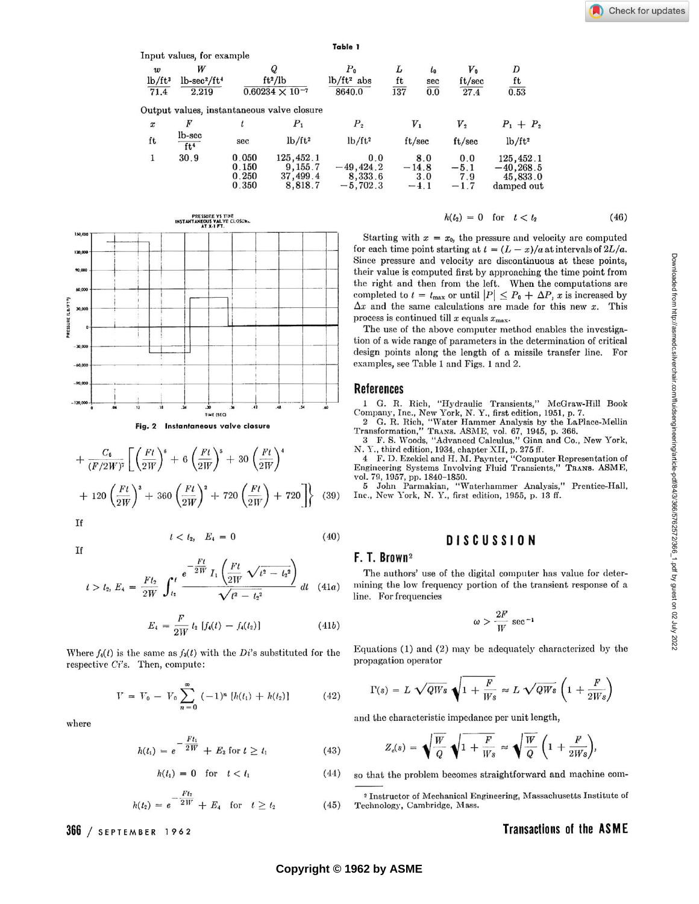Table 1

Input values, for example

| $w$ lb/ft³ | $W$ lb-sec²/ft⁴ | $Q$ ft²/lb | $P_0$ lb/ft² abs | $L$ ft | $t_0$ sec | $V_0$ ft/sec | $D$ ft |
|---|---|---|---|---|---|---|---|
| 71.4 | 2.219 | $0.60234 \times 10^{-7}$ | 8640.0 | 137 | 0.0 | 27.4 | 0.53 |

Output values, instantaneous valve closure

| $x$ ft | $F$ lb-sec/ft⁴ | $t$ sec | $P_1$ lb/ft² | $P_2$ lb/ft² | $V_1$ ft/sec | $V_2$ ft/sec | $P_1 + P_2$ lb/ft² |
|---|---|---|---|---|---|---|---|
| 1 | 30.9 | 0.050 | 125,452.1 | 0.0 | 8.0 | 0.0 | 125,452.1 |
| | | 0.150 | 9,155.7 | −49,424.2 | −14.8 | −5.1 | −40,268.5 |
| | | 0.250 | 37,499.4 | 8,333.6 | 3.0 | 7.9 | 45,833.0 |
| | | 0.350 | 8,818.7 | −5,702.3 | −4.1 | −1.7 | damped out |

Fig. 2 Instantaneous valve closure

$$+ \frac{C_6}{(F/2W)^7}\left[\left(\frac{Ft}{2W}\right)^6 + 6\left(\frac{Ft}{2W}\right)^5 + 30\left(\frac{Ft}{2W}\right)^4 + 120\left(\frac{Ft}{2W}\right)^3 + 360\left(\frac{Ft}{2W}\right)^2 + 720\left(\frac{Ft}{2W}\right) + 720\right]\Bigg\} \quad (39)$$

If

$$t < t_2, \quad E_4 = 0 \quad (40)$$

If

$$t > t_2, \; E_4 = \frac{Ft_2}{2W}\int_{t_2}^{t} \frac{e^{-\frac{Ft}{2W}} I_1\left(\frac{Ft}{2W}\sqrt{t^2 - t_2^2}\right)}{\sqrt{t^2 - t_2^2}}\, dt \quad (41a)$$

$$E_4 = \frac{F}{2W} t_2 \left[f_4(t) - f_4(t_2)\right] \quad (41b)$$

Where $f_4(t)$ is the same as $f_3(t)$ with the $Di$'s substituted for the respective $Ci$'s. Then, compute:

$$V = V_0 - V_0 \sum_{n=0}^{\infty} (-1)^n \left[h(t_1) + h(t_2)\right] \quad (42)$$

where

$$h(t_1) = e^{-\frac{Ft_1}{2W}} + E_3 \text{ for } t \geq t_1 \quad (43)$$

$$h(t_1) = 0 \quad \text{for} \quad t < t_1 \quad (44)$$

$$h(t_2) = e^{-\frac{Ft_2}{2W}} + E_4 \quad \text{for} \quad t \geq t_2 \quad (45)$$

$$h(t_2) = 0 \quad \text{for} \quad t < t_2 \quad (46)$$

Starting with $x = x_0$, the pressure and velocity are computed for each time point starting at $t = (L - x)/a$ at intervals of $2L/a$. Since pressure and velocity are discontinuous at these points, their value is computed first by approaching the time point from the right and then from the left. When the computations are completed to $t = t_{\max}$ or until $|P| \leq P_0 + \Delta P$, $x$ is increased by $\Delta x$ and the same calculations are made for this new $x$. This process is continued till $x$ equals $x_{\max}$.

The use of the above computer method enables the investigation of a wide range of parameters in the determination of critical design points along the length of a missile transfer line. For examples, see Table 1 and Figs. 1 and 2.

## References

1 G. R. Rich, "Hydraulic Transients," McGraw-Hill Book Company, Inc., New York, N. Y., first edition, 1951, p. 7.

2 G. R. Rich, "Water Hammer Analysis by the LaPlace-Mellin Transformation," Trans. ASME, vol. 67, 1945, p. 366.

3 F. S. Woods, "Advanced Calculus," Ginn and Co., New York, N. Y., third edition, 1934, chapter XII, p. 275 ff.

4 F. D. Ezekiel and H. M. Paynter, "Computer Representation of Engineering Systems Involving Fluid Transients," Trans. ASME, vol. 79, 1957, pp. 1840–1850.

5 John Parmakian, "Waterhammer Analysis," Prentice-Hall, Inc., New York, N. Y., first edition, 1955, p. 13 ff.

# DISCUSSION

## F. T. Brown[2]

The authors' use of the digital computer has value for determining the low frequency portion of the transient response of a line. For frequencies

$$\omega > \frac{2F}{W} \text{ sec}^{-1}$$

Equations (1) and (2) may be adequately characterized by the propagation operator

$$\Gamma(s) = L\sqrt{QWs}\sqrt{1 + \frac{F}{Ws}} \approx L\sqrt{QWs}\left(1 + \frac{F}{2Ws}\right)$$

and the characteristic impedance per unit length,

$$Z_c(s) = \sqrt{\frac{W}{Q}}\sqrt{1 + \frac{F}{Ws}} \approx \sqrt{\frac{W}{Q}}\left(1 + \frac{F}{2Ws}\right),$$

so that the problem becomes straightforward and machine com-

[2] Instructor of Mechanical Engineering, Massachusetts Institute of Technology, Cambridge, Mass.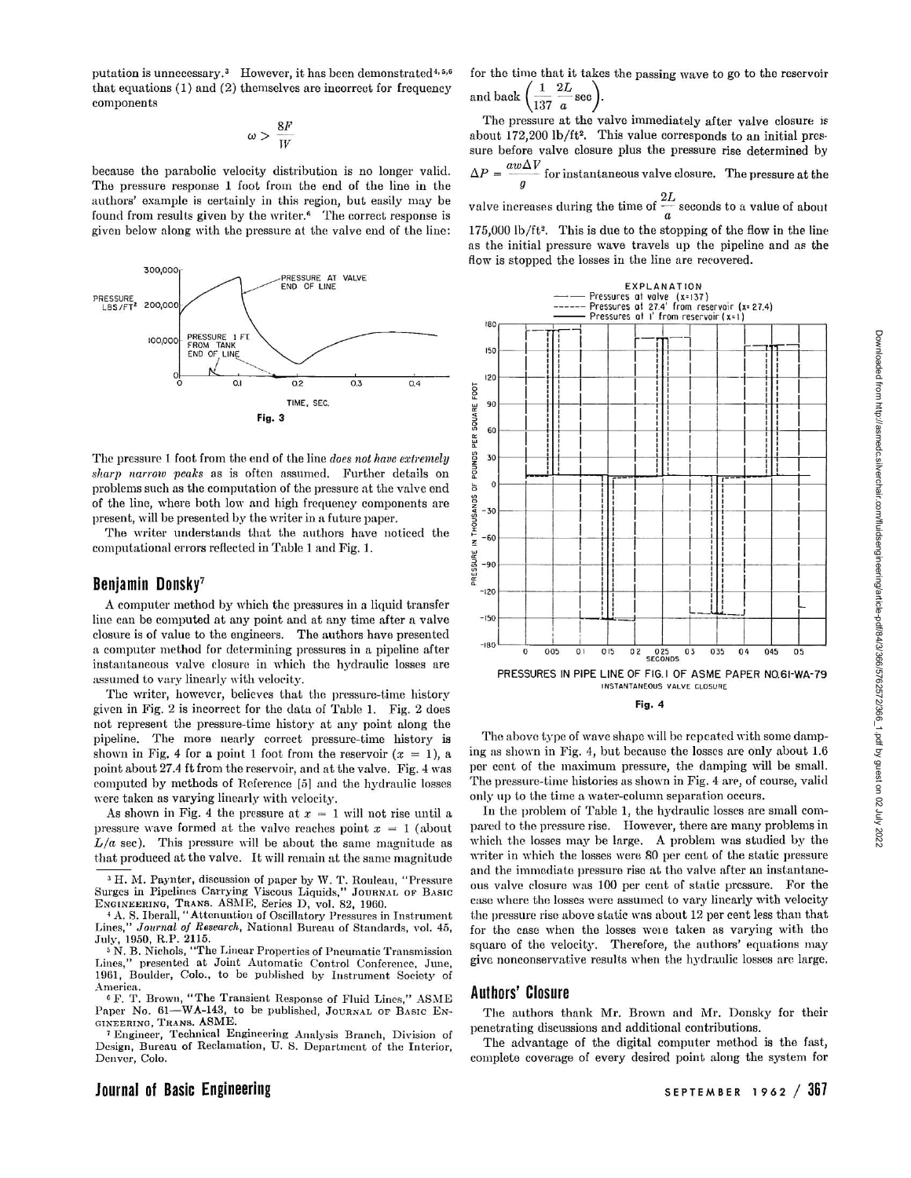putation is unnecessary.[3] However, it has been demonstrated[4,5,6] that equations (1) and (2) themselves are incorrect for frequency components

$$\omega > \frac{8F}{W}$$

because the parabolic velocity distribution is no longer valid. The pressure response 1 foot from the end of the line in the authors' example is certainly in this region, but easily may be found from results given by the writer.[6] The correct response is given below along with the pressure at the valve end of the line:

Fig. 3

The pressure 1 foot from the end of the line *does not have extremely sharp narrow peaks* as is often assumed. Further details on problems such as the computation of the pressure at the valve end of the line, where both low and high frequency components are present, will be presented by the writer in a future paper.

The writer understands that the authors have noticed the computational errors reflected in Table 1 and Fig. 1.

## Benjamin Donsky[7]

A computer method by which the pressures in a liquid transfer line can be computed at any point and at any time after a valve closure is of value to the engineers. The authors have presented a computer method for determining pressures in a pipeline after instantaneous valve closure in which the hydraulic losses are assumed to vary linearly with velocity.

The writer, however, believes that the pressure-time history given in Fig. 2 is incorrect for the data of Table 1. Fig. 2 does not represent the pressure-time history at any point along the pipeline. The more nearly correct pressure-time history is shown in Fig. 4 for a point 1 foot from the reservoir ($x = 1$), a point about 27.4 ft from the reservoir, and at the valve. Fig. 4 was computed by methods of Reference [5] and the hydraulic losses were taken as varying linearly with velocity.

As shown in Fig. 4 the pressure at $x = 1$ will not rise until a pressure wave formed at the valve reaches point $x = 1$ (about $L/a$ sec). This pressure will be about the same magnitude as that produced at the valve. It will remain at the same magnitude for the time that it takes the passing wave to go to the reservoir and back $\left(\frac{1}{137}\frac{2L}{a}\text{ sec}\right)$.

The pressure at the valve immediately after valve closure is about 172,200 lb/ft². This value corresponds to an initial pressure before valve closure plus the pressure rise determined by $\Delta P = \frac{aw\Delta V}{g}$ for instantaneous valve closure. The pressure at the valve increases during the time of $\frac{2L}{a}$ seconds to a value of about 175,000 lb/ft². This is due to the stopping of the flow in the line as the initial pressure wave travels up the pipeline and as the flow is stopped the losses in the line are recovered.

PRESSURES IN PIPE LINE OF FIG. I OF ASME PAPER NO. 61-WA-79
INSTANTANEOUS VALVE CLOSURE

Fig. 4

The above type of wave shape will be repeated with some damping as shown in Fig. 4, but because the losses are only about 1.6 per cent of the maximum pressure, the damping will be small. The pressure-time histories as shown in Fig. 4 are, of course, valid only up to the time a water-column separation occurs.

In the problem of Table 1, the hydraulic losses are small compared to the pressure rise. However, there are many problems in which the losses may be large. A problem was studied by the writer in which the losses were 80 per cent of the static pressure and the immediate pressure rise at the valve after an instantaneous valve closure was 100 per cent of static pressure. For the case where the losses were assumed to vary linearly with velocity the pressure rise above static was about 12 per cent less than that for the case when the losses were taken as varying with the square of the velocity. Therefore, the authors' equations may give nonconservative results when the hydraulic losses are large.

## Authors' Closure

The authors thank Mr. Brown and Mr. Donsky for their penetrating discussions and additional contributions.

The advantage of the digital computer method is the fast, complete coverage of every desired point along the system for

---

[3] H. M. Paynter, discussion of paper by W. T. Rouleau, "Pressure Surges in Pipelines Carrying Viscous Liquids," JOURNAL OF BASIC ENGINEERING, TRANS. ASME, Series D, vol. 82, 1960.

[4] A. S. Iberall, "Attenuation of Oscillatory Pressures in Instrument Lines," *Journal of Research*, National Bureau of Standards, vol. 45, July, 1950, R.P. 2115.

[5] N. B. Nichols, "The Linear Properties of Pneumatic Transmission Lines," presented at Joint Automatic Control Conference, June, 1961, Boulder, Colo., to be published by Instrument Society of America.

[6] F. T. Brown, "The Transient Response of Fluid Lines," ASME Paper No. 61—WA-143, to be published, JOURNAL OF BASIC ENGINEERING, TRANS. ASME.

[7] Engineer, Technical Engineering Analysis Branch, Division of Design, Bureau of Reclamation, U. S. Department of the Interior, Denver, Colo.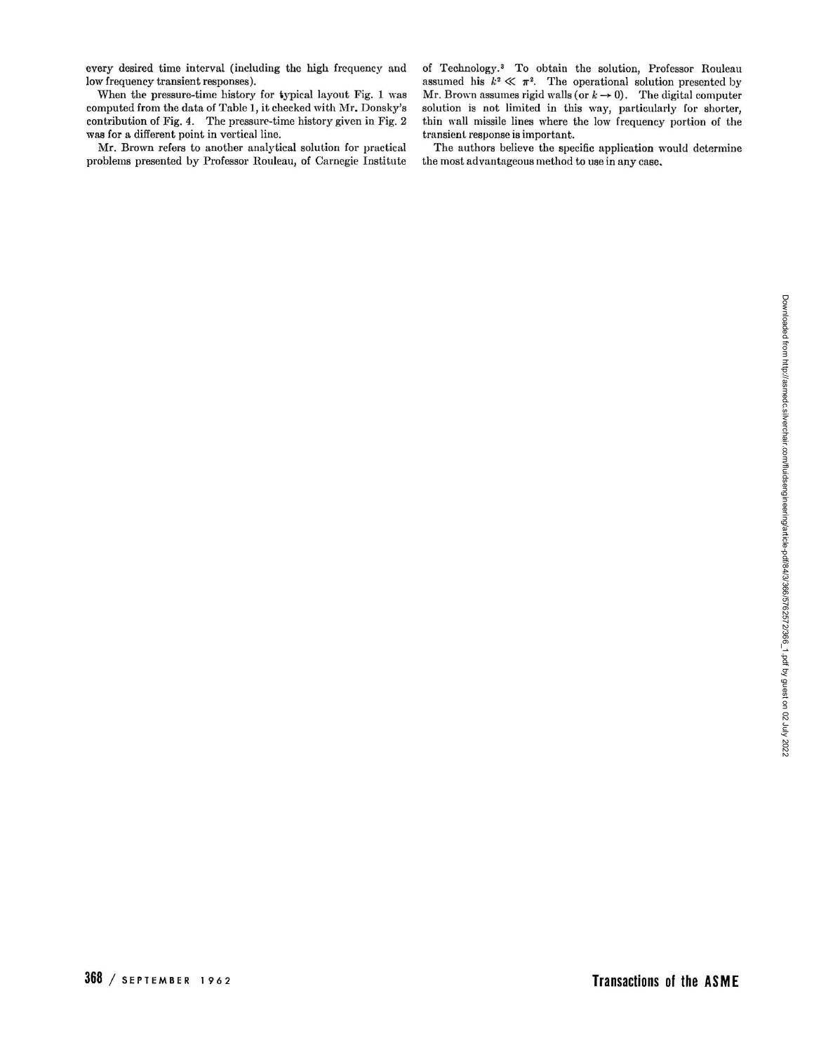every desired time interval (including the high frequency and low frequency transient responses).

When the pressure-time history for typical layout Fig. 1 was computed from the data of Table 1, it checked with Mr. Donsky's contribution of Fig. 4. The pressure-time history given in Fig. 2 was for a different point in vertical line.

Mr. Brown refers to another analytical solution for practical problems presented by Professor Rouleau, of Carnegie Institute of Technology.[3] To obtain the solution, Professor Rouleau assumed his $k^2 \ll \pi^2$. The operational solution presented by Mr. Brown assumes rigid walls (or $k \rightarrow 0$). The digital computer solution is not limited in this way, particularly for shorter, thin wall missile lines where the low frequency portion of the transient response is important.

The authors believe the specific application would determine the most advantageous method to use in any case.